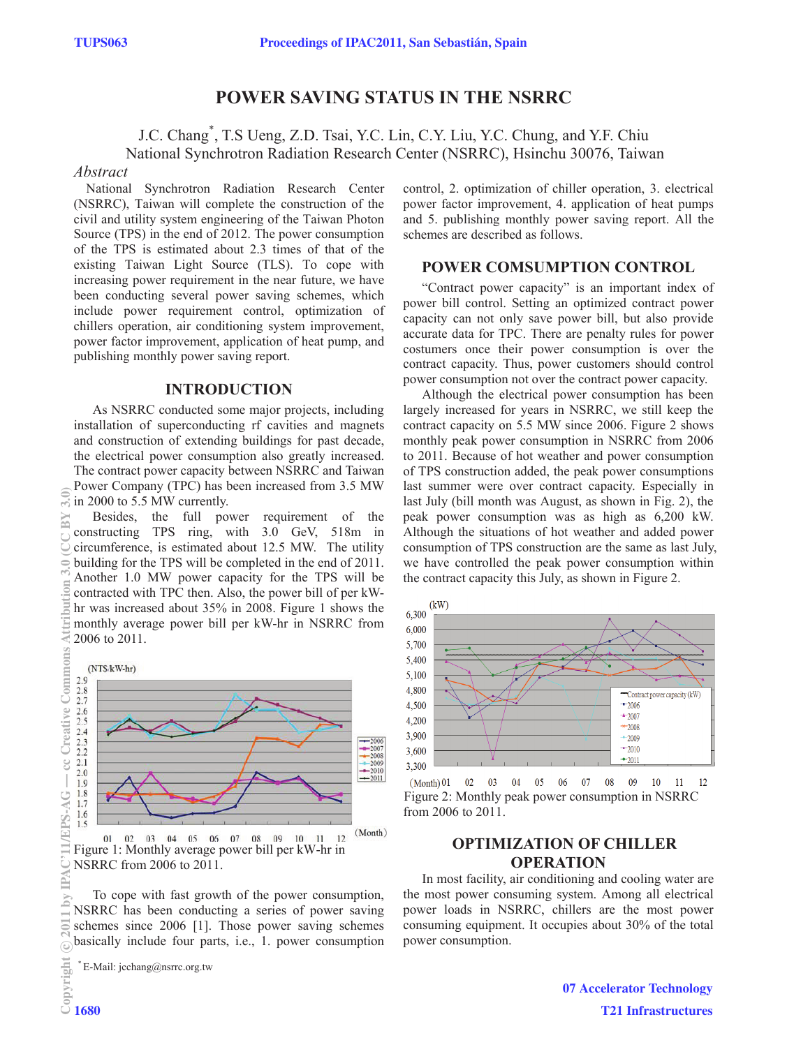# POWER SAVING STATUS IN THE NSRRC

J.C. Chang*, T.S Ueng, Z.D. Tsai, Y.C. Lin, C.Y. Liu, Y.C. Chung, and Y.F. Chiu
National Synchrotron Radiation Research Center (NSRRC), Hsinchu 30076, Taiwan

*Abstract*

National Synchrotron Radiation Research Center (NSRRC), Taiwan will complete the construction of the civil and utility system engineering of the Taiwan Photon Source (TPS) in the end of 2012. The power consumption of the TPS is estimated about 2.3 times of that of the existing Taiwan Light Source (TLS). To cope with increasing power requirement in the near future, we have been conducting several power saving schemes, which include power requirement control, optimization of chillers operation, air conditioning system improvement, power factor improvement, application of heat pump, and publishing monthly power saving report.

## INTRODUCTION

As NSRRC conducted some major projects, including installation of superconducting rf cavities and magnets and construction of extending buildings for past decade, the electrical power consumption also greatly increased. The contract power capacity between NSRRC and Taiwan Power Company (TPC) has been increased from 3.5 MW in 2000 to 5.5 MW currently.

Besides, the full power requirement of the constructing TPS ring, with 3.0 GeV, 518m in circumference, is estimated about 12.5 MW. The utility building for the TPS will be completed in the end of 2011. Another 1.0 MW power capacity for the TPS will be contracted with TPC then. Also, the power bill of per kW-hr was increased about 35% in 2008. Figure 1 shows the monthly average power bill per kW-hr in NSRRC from 2006 to 2011.

Figure 1: Monthly average power bill per kW-hr in NSRRC from 2006 to 2011.

To cope with fast growth of the power consumption, NSRRC has been conducting a series of power saving schemes since 2006 [1]. Those power saving schemes basically include four parts, i.e., 1. power consumption control, 2. optimization of chiller operation, 3. electrical power factor improvement, 4. application of heat pumps and 5. publishing monthly power saving report. All the schemes are described as follows.

## POWER COMSUMPTION CONTROL

"Contract power capacity" is an important index of power bill control. Setting an optimized contract power capacity can not only save power bill, but also provide accurate data for TPC. There are penalty rules for power costumers once their power consumption is over the contract capacity. Thus, power customers should control power consumption not over the contract power capacity.

Although the electrical power consumption has been largely increased for years in NSRRC, we still keep the contract capacity on 5.5 MW since 2006. Figure 2 shows monthly peak power consumption in NSRRC from 2006 to 2011. Because of hot weather and power consumption of TPS construction added, the peak power consumptions last summer were over contract capacity. Especially in last July (bill month was August, as shown in Fig. 2), the peak power consumption was as high as 6,200 kW. Although the situations of hot weather and added power consumption of TPS construction are the same as last July, we have controlled the peak power consumption within the contract capacity this July, as shown in Figure 2.

Figure 2: Monthly peak power consumption in NSRRC from 2006 to 2011.

## OPTIMIZATION OF CHILLER OPERATION

In most facility, air conditioning and cooling water are the most power consuming system. Among all electrical power loads in NSRRC, chillers are the most power consuming equipment. It occupies about 30% of the total power consumption.

* E-Mail: jcchang@nsrrc.org.tw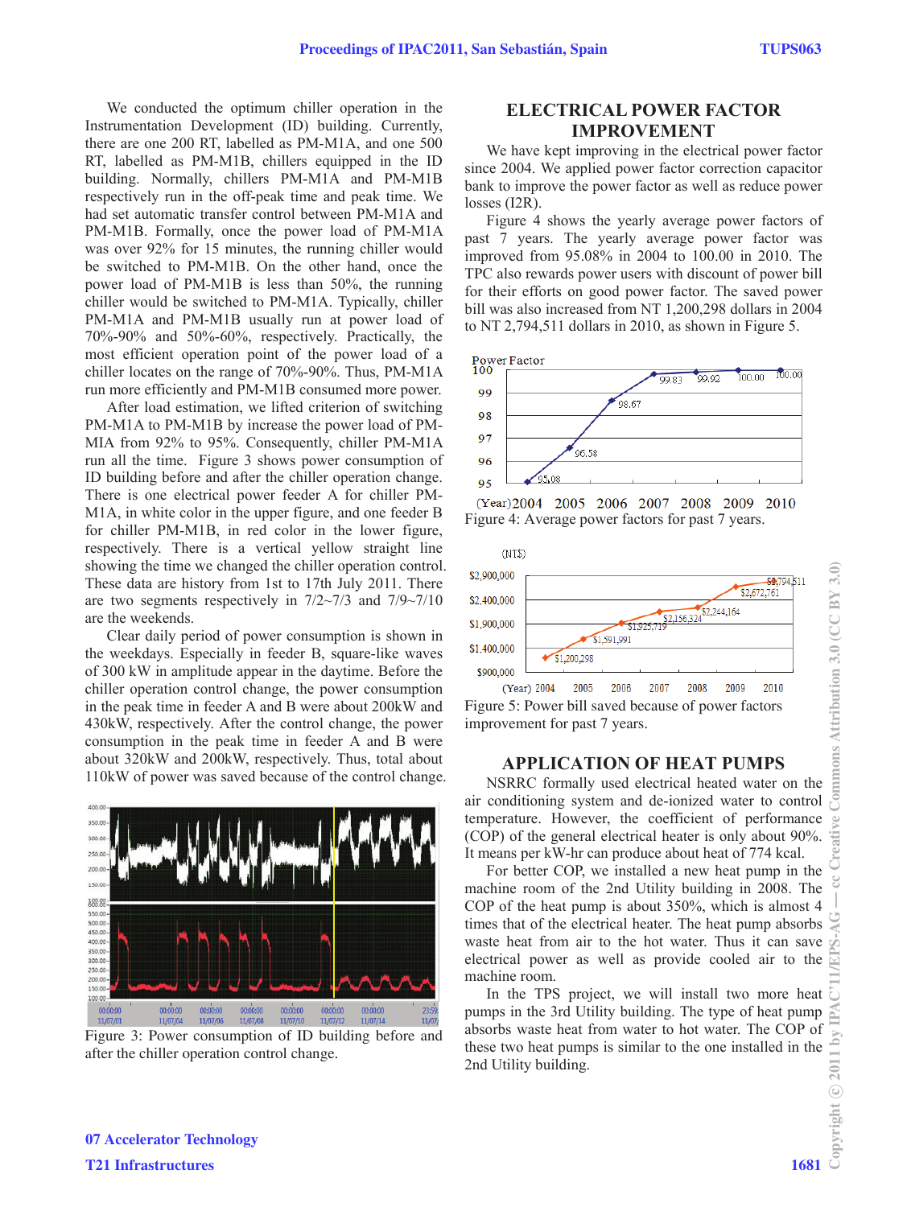We conducted the optimum chiller operation in the Instrumentation Development (ID) building. Currently, there are one 200 RT, labelled as PM-M1A, and one 500 RT, labelled as PM-M1B, chillers equipped in the ID building. Normally, chillers PM-M1A and PM-M1B respectively run in the off-peak time and peak time. We had set automatic transfer control between PM-M1A and PM-M1B. Formally, once the power load of PM-M1A was over 92% for 15 minutes, the running chiller would be switched to PM-M1B. On the other hand, once the power load of PM-M1B is less than 50%, the running chiller would be switched to PM-M1A. Typically, chiller PM-M1A and PM-M1B usually run at power load of 70%-90% and 50%-60%, respectively. Practically, the most efficient operation point of the power load of a chiller locates on the range of 70%-90%. Thus, PM-M1A run more efficiently and PM-M1B consumed more power.

After load estimation, we lifted criterion of switching PM-M1A to PM-M1B by increase the power load of PM-MIA from 92% to 95%. Consequently, chiller PM-M1A run all the time. Figure 3 shows power consumption of ID building before and after the chiller operation change. There is one electrical power feeder A for chiller PM-M1A, in white color in the upper figure, and one feeder B for chiller PM-M1B, in red color in the lower figure, respectively. There is a vertical yellow straight line showing the time we changed the chiller operation control. These data are history from 1st to 17th July 2011. There are two segments respectively in 7/2~7/3 and 7/9~7/10 are the weekends.

Clear daily period of power consumption is shown in the weekdays. Especially in feeder B, square-like waves of 300 kW in amplitude appear in the daytime. Before the chiller operation control change, the power consumption in the peak time in feeder A and B were about 200kW and 430kW, respectively. After the control change, the power consumption in the peak time in feeder A and B were about 320kW and 200kW, respectively. Thus, total about 110kW of power was saved because of the control change.

Figure 3: Power consumption of ID building before and after the chiller operation control change.

## ELECTRICAL POWER FACTOR IMPROVEMENT

We have kept improving in the electrical power factor since 2004. We applied power factor correction capacitor bank to improve the power factor as well as reduce power losses (I2R).

Figure 4 shows the yearly average power factors of past 7 years. The yearly average power factor was improved from 95.08% in 2004 to 100.00 in 2010. The TPC also rewards power users with discount of power bill for their efforts on good power factor. The saved power bill was also increased from NT 1,200,298 dollars in 2004 to NT 2,794,511 dollars in 2010, as shown in Figure 5.

Figure 4: Average power factors for past 7 years.

Figure 5: Power bill saved because of power factors improvement for past 7 years.

## APPLICATION OF HEAT PUMPS

NSRRC formally used electrical heated water on the air conditioning system and de-ionized water to control temperature. However, the coefficient of performance (COP) of the general electrical heater is only about 90%. It means per kW-hr can produce about heat of 774 kcal.

For better COP, we installed a new heat pump in the machine room of the 2nd Utility building in 2008. The COP of the heat pump is about 350%, which is almost 4 times that of the electrical heater. The heat pump absorbs waste heat from air to the hot water. Thus it can save electrical power as well as provide cooled air to the machine room.

In the TPS project, we will install two more heat pumps in the 3rd Utility building. The type of heat pump absorbs waste heat from water to hot water. The COP of these two heat pumps is similar to the one installed in the 2nd Utility building.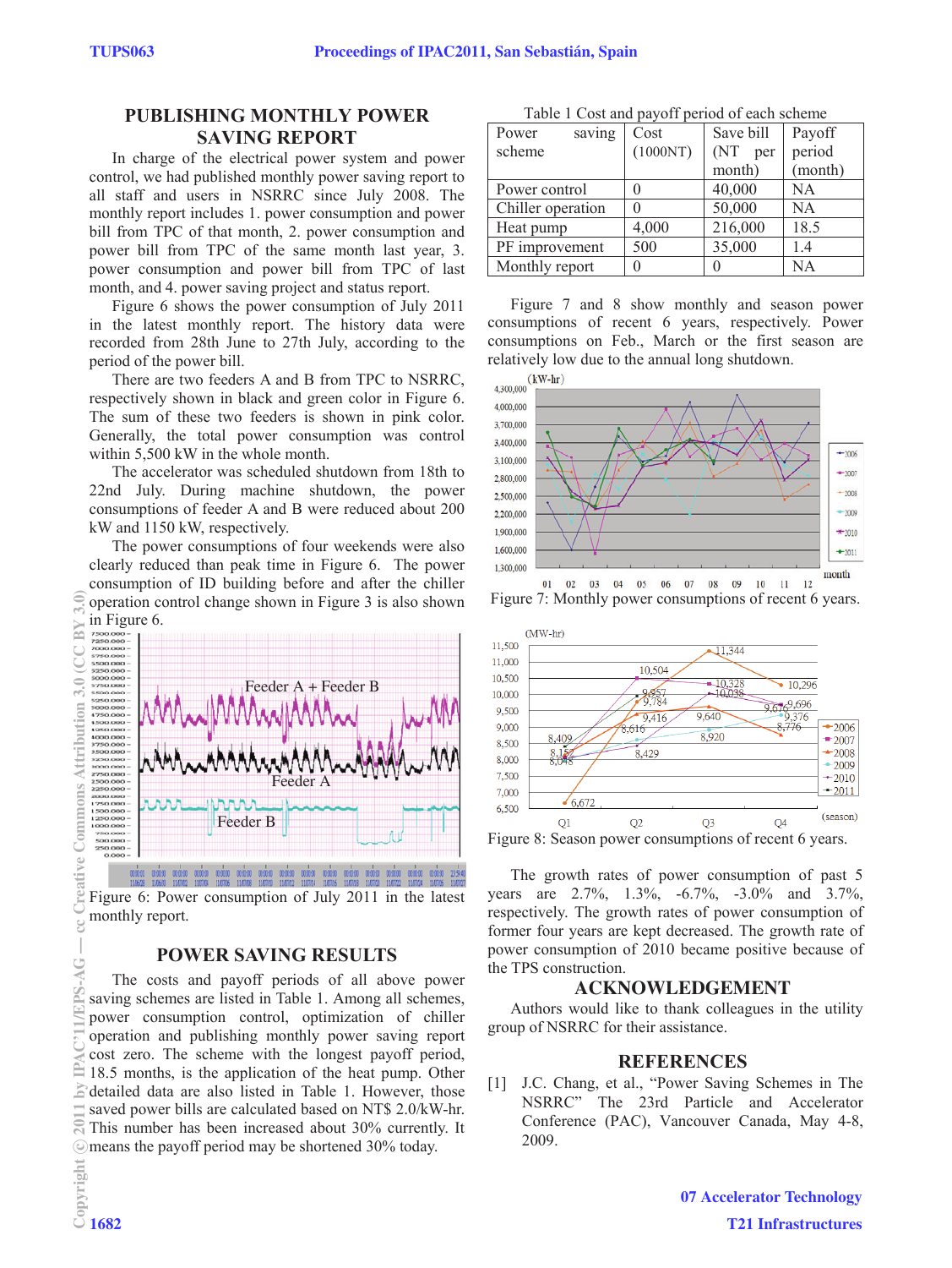## PUBLISHING MONTHLY POWER SAVING REPORT

In charge of the electrical power system and power control, we had published monthly power saving report to all staff and users in NSRRC since July 2008. The monthly report includes 1. power consumption and power bill from TPC of that month, 2. power consumption and power bill from TPC of the same month last year, 3. power consumption and power bill from TPC of last month, and 4. power saving project and status report.

Figure 6 shows the power consumption of July 2011 in the latest monthly report. The history data were recorded from 28th June to 27th July, according to the period of the power bill.

There are two feeders A and B from TPC to NSRRC, respectively shown in black and green color in Figure 6. The sum of these two feeders is shown in pink color. Generally, the total power consumption was control within 5,500 kW in the whole month.

The accelerator was scheduled shutdown from 18th to 22nd July. During machine shutdown, the power consumptions of feeder A and B were reduced about 200 kW and 1150 kW, respectively.

The power consumptions of four weekends were also clearly reduced than peak time in Figure 6. The power consumption of ID building before and after the chiller operation control change shown in Figure 3 is also shown in Figure 6.

Feeder A + Feeder B

Feeder A

Feeder B

Figure 6: Power consumption of July 2011 in the latest monthly report.

## POWER SAVING RESULTS

The costs and payoff periods of all above power saving schemes are listed in Table 1. Among all schemes, power consumption control, optimization of chiller operation and publishing monthly power saving report cost zero. The scheme with the longest payoff period, 18.5 months, is the application of the heat pump. Other detailed data are also listed in Table 1. However, those saved power bills are calculated based on NT$ 2.0/kW-hr. This number has been increased about 30% currently. It means the payoff period may be shortened 30% today.

Table 1 Cost and payoff period of each scheme

| Power saving scheme | Cost (1000NT) | Save bill (NT per month) | Payoff period (month) |
|---|---|---|---|
| Power control | 0 | 40,000 | NA |
| Chiller operation | 0 | 50,000 | NA |
| Heat pump | 4,000 | 216,000 | 18.5 |
| PF improvement | 500 | 35,000 | 1.4 |
| Monthly report | 0 | 0 | NA |

Figure 7 and 8 show monthly and season power consumptions of recent 6 years, respectively. Power consumptions on Feb., March or the first season are relatively low due to the annual long shutdown.

(kW-hr)

4,300,000
4,000,000
3,700,000
3,400,000
3,100,000
2,800,000
2,500,000
2,200,000
1,900,000
1,600,000
1,300,000

01 02 03 04 05 06 07 08 09 10 11 12 month

2006
2007
2008
2009
2010
2011

Figure 7: Monthly power consumptions of recent 6 years.

(MW-hr)

11,500
11,000
10,500
10,000
9,500
9,000
8,500
8,000
7,500
7,000
6,500

Q1 Q2 Q3 Q4 (season)

11,344
10,504
10,328
10,038
10,296
9,857
9,784
9,676
9,696
9,416
9,640
9,376
8,616
8,776
8,920
8,409
8,152
8,048
8,429
6,672

2006
2007
2008
2009
2010
2011

Figure 8: Season power consumptions of recent 6 years.

The growth rates of power consumption of past 5 years are 2.7%, 1.3%, -6.7%, -3.0% and 3.7%, respectively. The growth rates of power consumption of former four years are kept decreased. The growth rate of power consumption of 2010 became positive because of the TPS construction.

## ACKNOWLEDGEMENT

Authors would like to thank colleagues in the utility group of NSRRC for their assistance.

## REFERENCES

[1] J.C. Chang, et al., "Power Saving Schemes in The NSRRC" The 23rd Particle and Accelerator Conference (PAC), Vancouver Canada, May 4-8, 2009.